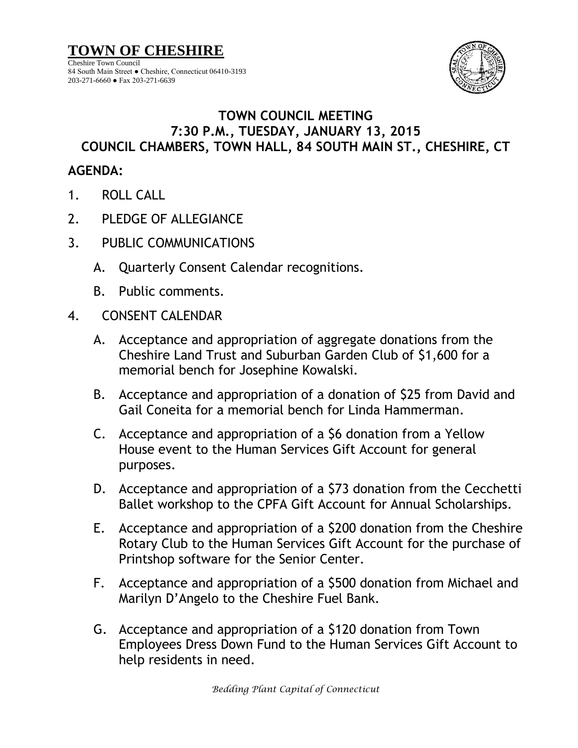# TOWN OF CHESHIRE

Cheshire Town Council
84 South Main Street ● Cheshire, Connecticut 06410-3193
203-271-6660 ● Fax 203-271-6639

## TOWN COUNCIL MEETING
## 7:30 P.M., TUESDAY, JANUARY 13, 2015
## COUNCIL CHAMBERS, TOWN HALL, 84 SOUTH MAIN ST., CHESHIRE, CT

**AGENDA:**

1. ROLL CALL
2. PLEDGE OF ALLEGIANCE
3. PUBLIC COMMUNICATIONS
   - A. Quarterly Consent Calendar recognitions.
   - B. Public comments.
4. CONSENT CALENDAR
   - A. Acceptance and appropriation of aggregate donations from the Cheshire Land Trust and Suburban Garden Club of $1,600 for a memorial bench for Josephine Kowalski.
   - B. Acceptance and appropriation of a donation of $25 from David and Gail Coneita for a memorial bench for Linda Hammerman.
   - C. Acceptance and appropriation of a $6 donation from a Yellow House event to the Human Services Gift Account for general purposes.
   - D. Acceptance and appropriation of a $73 donation from the Cecchetti Ballet workshop to the CPFA Gift Account for Annual Scholarships.
   - E. Acceptance and appropriation of a $200 donation from the Cheshire Rotary Club to the Human Services Gift Account for the purchase of Printshop software for the Senior Center.
   - F. Acceptance and appropriation of a $500 donation from Michael and Marilyn D'Angelo to the Cheshire Fuel Bank.
   - G. Acceptance and appropriation of a $120 donation from Town Employees Dress Down Fund to the Human Services Gift Account to help residents in need.

*Bedding Plant Capital of Connecticut*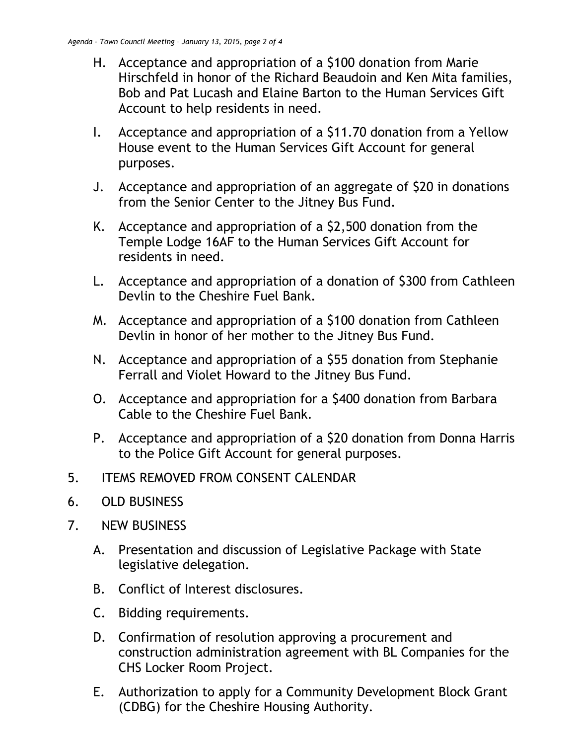H. Acceptance and appropriation of a $100 donation from Marie Hirschfeld in honor of the Richard Beaudoin and Ken Mita families, Bob and Pat Lucash and Elaine Barton to the Human Services Gift Account to help residents in need.

I. Acceptance and appropriation of a $11.70 donation from a Yellow House event to the Human Services Gift Account for general purposes.

J. Acceptance and appropriation of an aggregate of $20 in donations from the Senior Center to the Jitney Bus Fund.

K. Acceptance and appropriation of a $2,500 donation from the Temple Lodge 16AF to the Human Services Gift Account for residents in need.

L. Acceptance and appropriation of a donation of $300 from Cathleen Devlin to the Cheshire Fuel Bank.

M. Acceptance and appropriation of a $100 donation from Cathleen Devlin in honor of her mother to the Jitney Bus Fund.

N. Acceptance and appropriation of a $55 donation from Stephanie Ferrall and Violet Howard to the Jitney Bus Fund.

O. Acceptance and appropriation for a $400 donation from Barbara Cable to the Cheshire Fuel Bank.

P. Acceptance and appropriation of a $20 donation from Donna Harris to the Police Gift Account for general purposes.

5. ITEMS REMOVED FROM CONSENT CALENDAR

6. OLD BUSINESS

7. NEW BUSINESS

A. Presentation and discussion of Legislative Package with State legislative delegation.

B. Conflict of Interest disclosures.

C. Bidding requirements.

D. Confirmation of resolution approving a procurement and construction administration agreement with BL Companies for the CHS Locker Room Project.

E. Authorization to apply for a Community Development Block Grant (CDBG) for the Cheshire Housing Authority.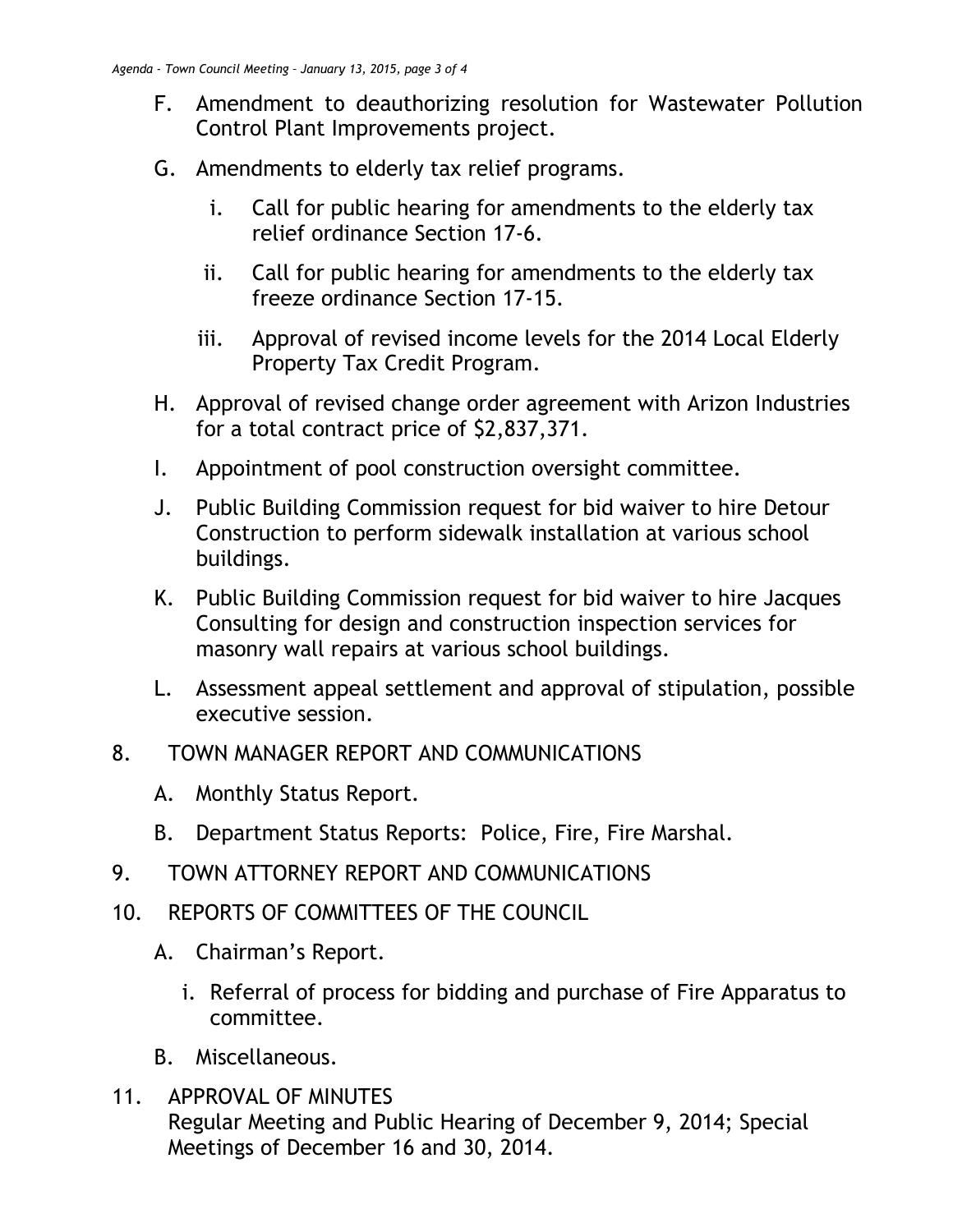F. Amendment to deauthorizing resolution for Wastewater Pollution Control Plant Improvements project.

G. Amendments to elderly tax relief programs.

   i. Call for public hearing for amendments to the elderly tax relief ordinance Section 17-6.

   ii. Call for public hearing for amendments to the elderly tax freeze ordinance Section 17-15.

   iii. Approval of revised income levels for the 2014 Local Elderly Property Tax Credit Program.

H. Approval of revised change order agreement with Arizon Industries for a total contract price of $2,837,371.

I. Appointment of pool construction oversight committee.

J. Public Building Commission request for bid waiver to hire Detour Construction to perform sidewalk installation at various school buildings.

K. Public Building Commission request for bid waiver to hire Jacques Consulting for design and construction inspection services for masonry wall repairs at various school buildings.

L. Assessment appeal settlement and approval of stipulation, possible executive session.

8. TOWN MANAGER REPORT AND COMMUNICATIONS

   A. Monthly Status Report.

   B. Department Status Reports: Police, Fire, Fire Marshal.

9. TOWN ATTORNEY REPORT AND COMMUNICATIONS

10. REPORTS OF COMMITTEES OF THE COUNCIL

   A. Chairman's Report.

      i. Referral of process for bidding and purchase of Fire Apparatus to committee.

   B. Miscellaneous.

11. APPROVAL OF MINUTES
    Regular Meeting and Public Hearing of December 9, 2014; Special Meetings of December 16 and 30, 2014.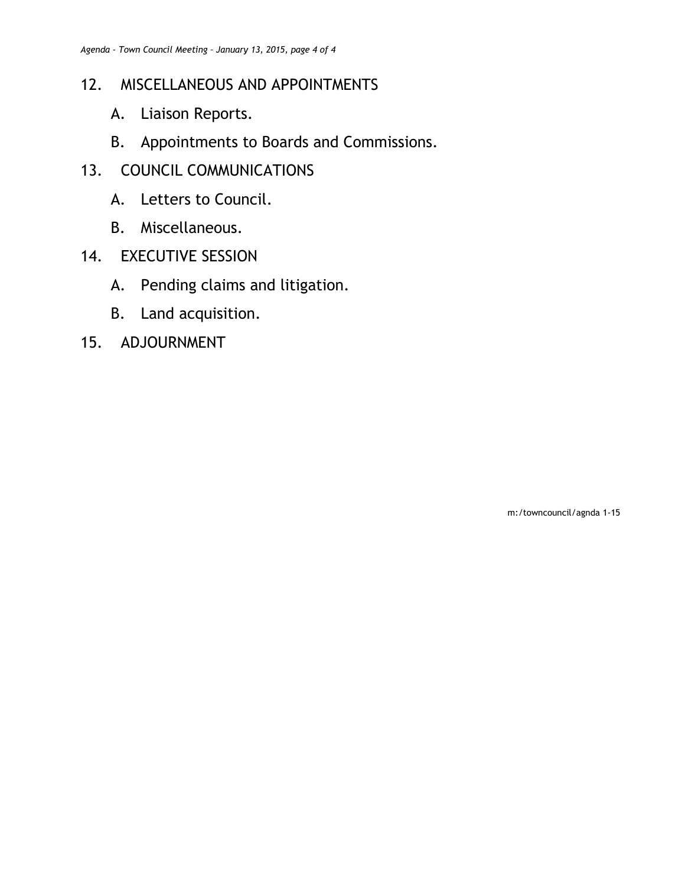12. MISCELLANEOUS AND APPOINTMENTS

    A. Liaison Reports.

    B. Appointments to Boards and Commissions.

13. COUNCIL COMMUNICATIONS

    A. Letters to Council.

    B. Miscellaneous.

14. EXECUTIVE SESSION

    A. Pending claims and litigation.

    B. Land acquisition.

15. ADJOURNMENT

m:/towncouncil/agnda 1-15